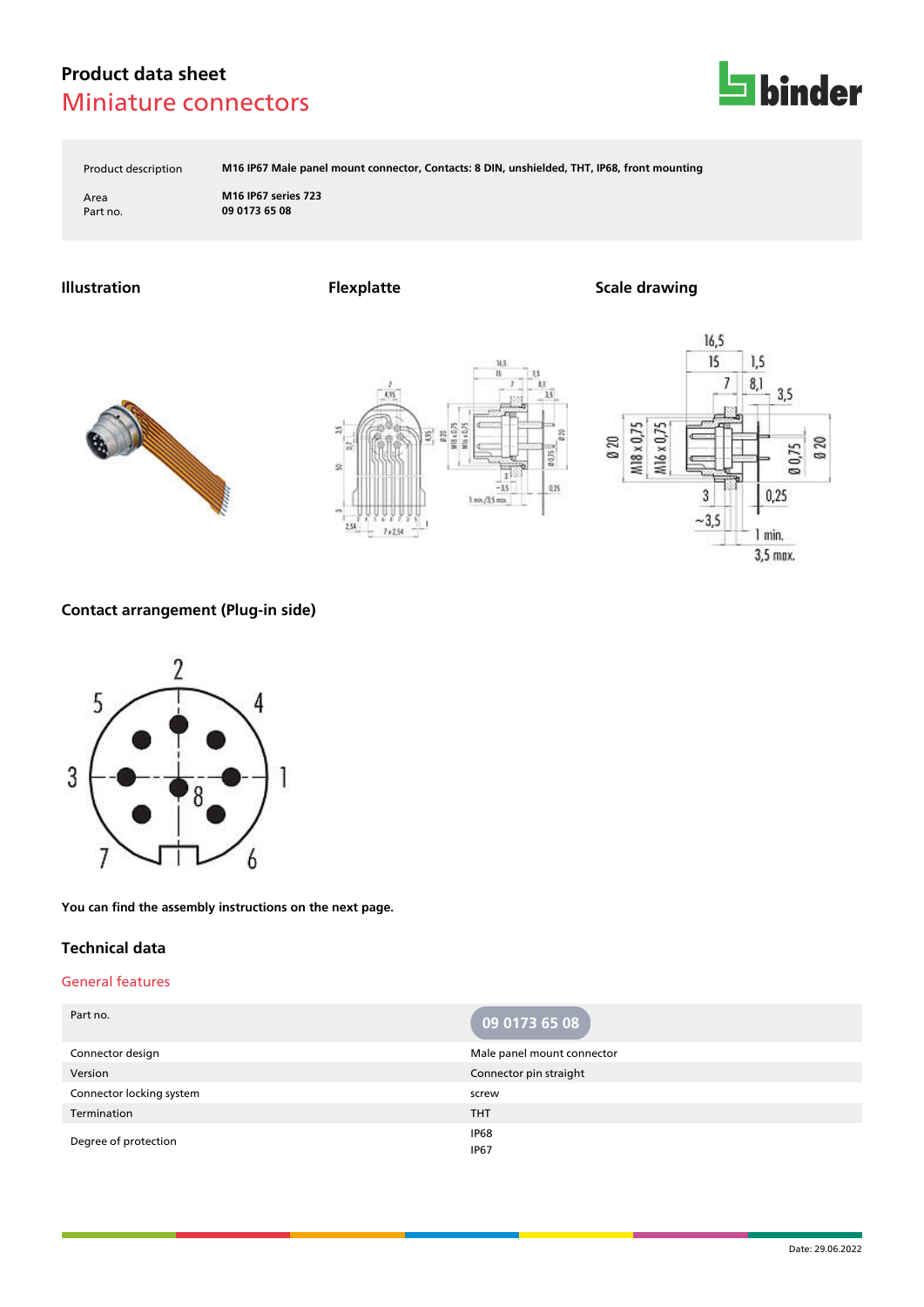# Product data sheet

## Miniature connectors

| | |
|---|---|
| Product description | M16 IP67 Male panel mount connector, Contacts: 8 DIN, unshielded, THT, IP68, front mounting |
| Area | M16 IP67 series 723 |
| Part no. | 09 0173 65 08 |

### Illustration

### Flexplatte

### Scale drawing

### Contact arrangement (Plug-in side)

**You can find the assembly instructions on the next page.**

## Technical data

### General features

| Part no. | 09 0173 65 08 |
|---|---|
| Connector design | Male panel mount connector |
| Version | Connector pin straight |
| Connector locking system | screw |
| Termination | THT |
| Degree of protection | IP68<br>IP67 |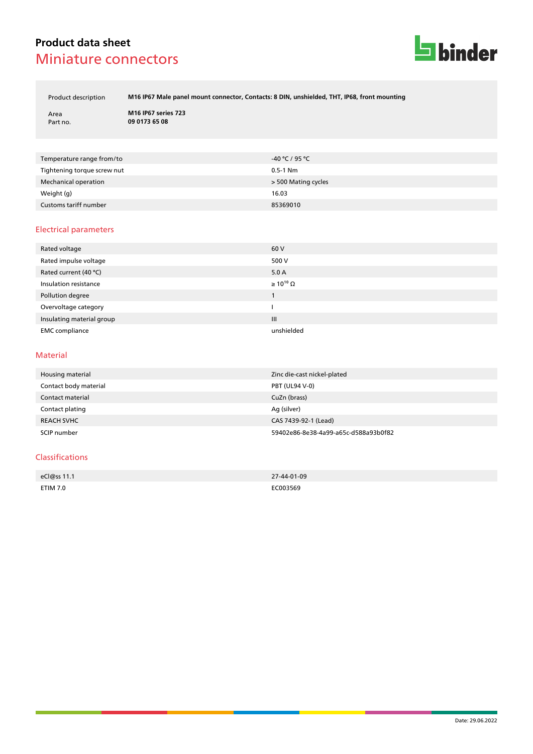# Product data sheet
## Miniature connectors

| | |
|---|---|
| Product description | **M16 IP67 Male panel mount connector, Contacts: 8 DIN, unshielded, THT, IP68, front mounting** |
| Area | **M16 IP67 series 723** |
| Part no. | **09 0173 65 08** |

| | |
|---|---|
| Temperature range from/to | -40 °C / 95 °C |
| Tightening torque screw nut | 0.5-1 Nm |
| Mechanical operation | > 500 Mating cycles |
| Weight (g) | 16.03 |
| Customs tariff number | 85369010 |

## Electrical parameters

| | |
|---|---|
| Rated voltage | 60 V |
| Rated impulse voltage | 500 V |
| Rated current (40 °C) | 5.0 A |
| Insulation resistance | $\geq 10^{10}$ Ω |
| Pollution degree | 1 |
| Overvoltage category | I |
| Insulating material group | III |
| EMC compliance | unshielded |

## Material

| | |
|---|---|
| Housing material | Zinc die-cast nickel-plated |
| Contact body material | PBT (UL94 V-0) |
| Contact material | CuZn (brass) |
| Contact plating | Ag (silver) |
| REACH SVHC | CAS 7439-92-1 (Lead) |
| SCIP number | 59402e86-8e38-4a99-a65c-d588a93b0f82 |

## Classifications

| | |
|---|---|
| eCl@ss 11.1 | 27-44-01-09 |
| ETIM 7.0 | EC003569 |

Date: 29.06.2022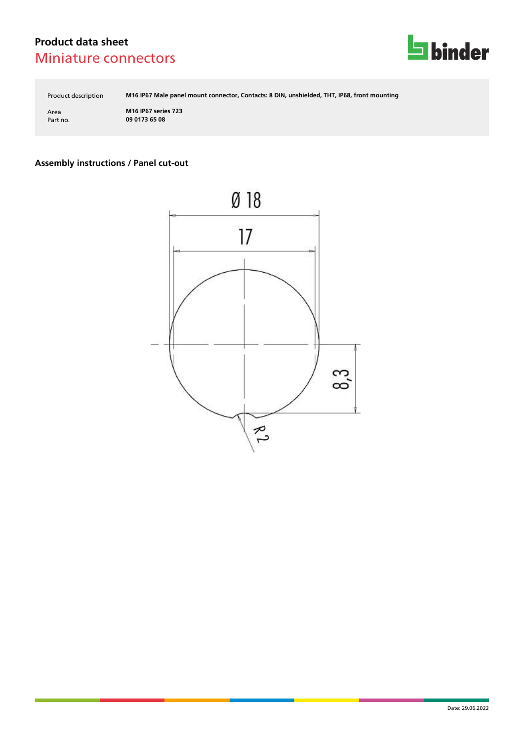## Product data sheet
# Miniature connectors

| | |
|---|---|
| Product description | **M16 IP67 Male panel mount connector, Contacts: 8 DIN, unshielded, THT, IP68, front mounting** |
| Area | **M16 IP67 series 723** |
| Part no. | **09 0173 65 08** |

### Assembly instructions / Panel cut-out

Ø 18

17

8,3

R2

Date: 29.06.2022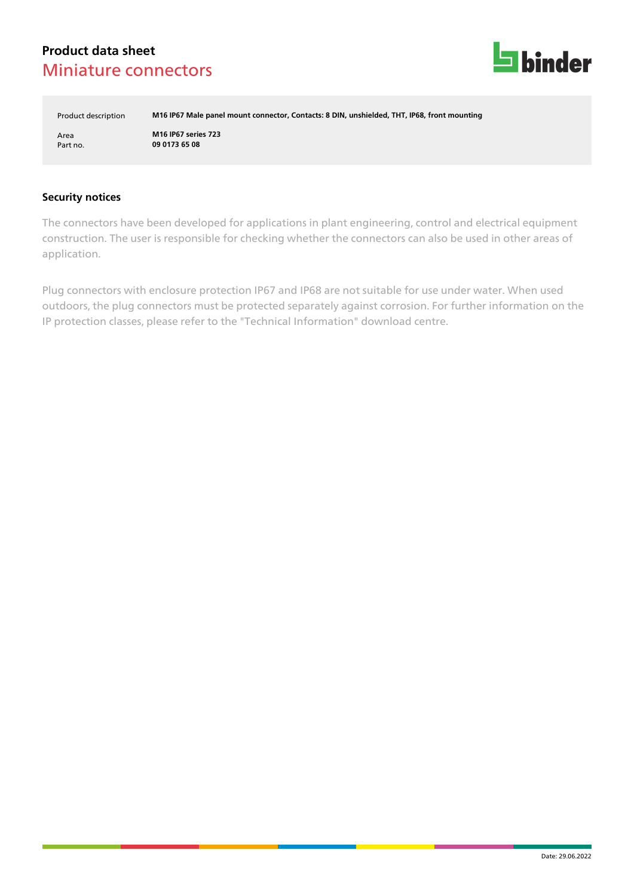| | |
|---|---|
| Product description | **M16 IP67 Male panel mount connector, Contacts: 8 DIN, unshielded, THT, IP68, front mounting** |
| Area | **M16 IP67 series 723** |
| Part no. | **09 0173 65 08** |

## Security notices

The connectors have been developed for applications in plant engineering, control and electrical equipment construction. The user is responsible for checking whether the connectors can also be used in other areas of application.

Plug connectors with enclosure protection IP67 and IP68 are not suitable for use under water. When used outdoors, the plug connectors must be protected separately against corrosion. For further information on the IP protection classes, please refer to the "Technical Information" download centre.